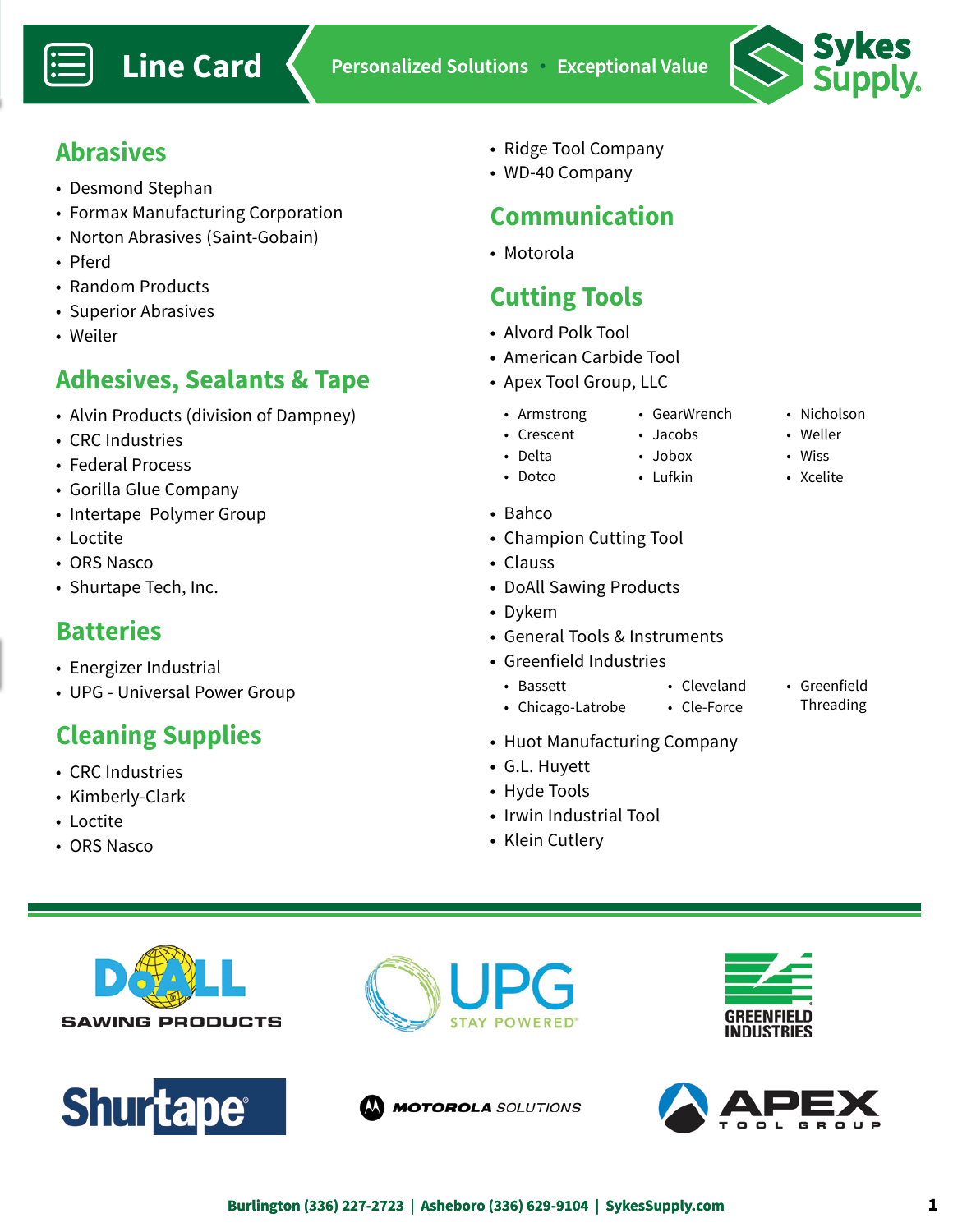# Line Card

Personalized Solutions • Exceptional Value

## Abrasives

- Desmond Stephan
- Formax Manufacturing Corporation
- Norton Abrasives (Saint-Gobain)
- Pferd
- Random Products
- Superior Abrasives
- Weiler

## Adhesives, Sealants & Tape

- Alvin Products (division of Dampney)
- CRC Industries
- Federal Process
- Gorilla Glue Company
- Intertape Polymer Group
- Loctite
- ORS Nasco
- Shurtape Tech, Inc.

## Batteries

- Energizer Industrial
- UPG - Universal Power Group

## Cleaning Supplies

- CRC Industries
- Kimberly-Clark
- Loctite
- ORS Nasco
- Ridge Tool Company
- WD-40 Company

## Communication

- Motorola

## Cutting Tools

- Alvord Polk Tool
- American Carbide Tool
- Apex Tool Group, LLC
  - Armstrong
  - Crescent
  - Delta
  - Dotco
  - GearWrench
  - Jacobs
  - Jobox
  - Lufkin
  - Nicholson
  - Weller
  - Wiss
  - Xcelite
- Bahco
- Champion Cutting Tool
- Clauss
- DoAll Sawing Products
- Dykem
- General Tools & Instruments
- Greenfield Industries
  - Bassett
  - Chicago-Latrobe
  - Cleveland
  - Cle-Force
  - Greenfield Threading
- Huot Manufacturing Company
- G.L. Huyett
- Hyde Tools
- Irwin Industrial Tool
- Klein Cutlery

Burlington (336) 227-2723 | Asheboro (336) 629-9104 | SykesSupply.com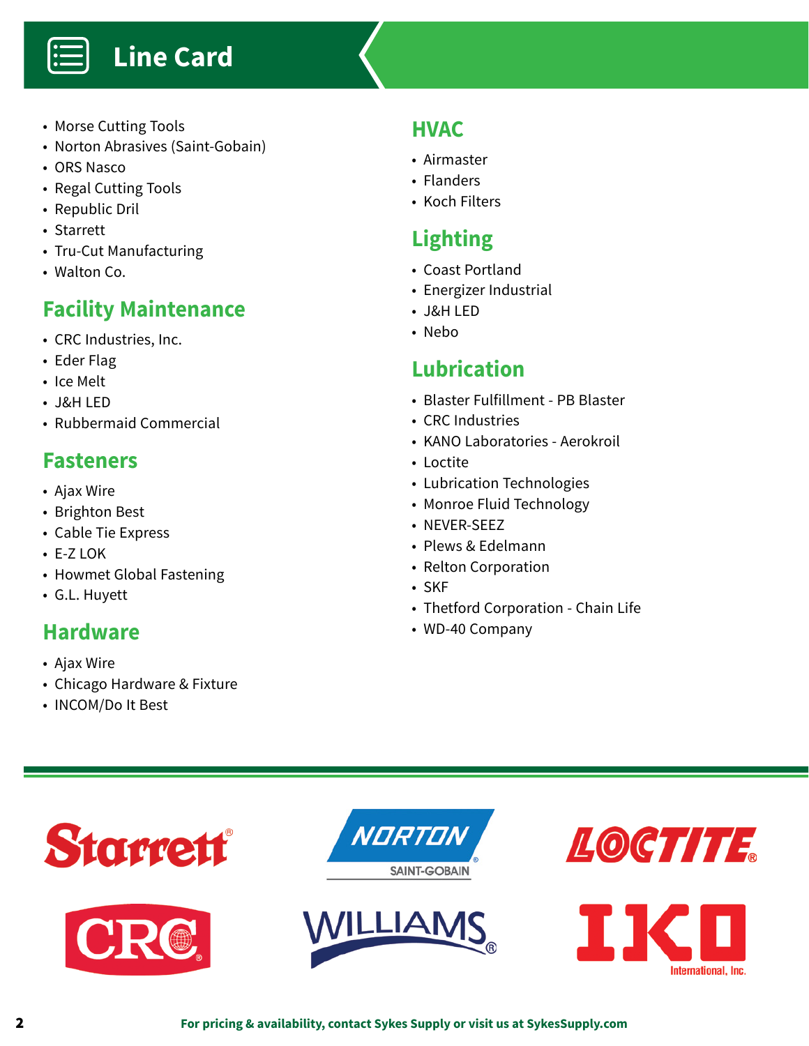# Line Card

- Morse Cutting Tools
- Norton Abrasives (Saint-Gobain)
- ORS Nasco
- Regal Cutting Tools
- Republic Dril
- Starrett
- Tru-Cut Manufacturing
- Walton Co.

## Facility Maintenance

- CRC Industries, Inc.
- Eder Flag
- Ice Melt
- J&H LED
- Rubbermaid Commercial

## Fasteners

- Ajax Wire
- Brighton Best
- Cable Tie Express
- E-Z LOK
- Howmet Global Fastening
- G.L. Huyett

## Hardware

- Ajax Wire
- Chicago Hardware & Fixture
- INCOM/Do It Best

## HVAC

- Airmaster
- Flanders
- Koch Filters

## Lighting

- Coast Portland
- Energizer Industrial
- J&H LED
- Nebo

## Lubrication

- Blaster Fulfillment - PB Blaster
- CRC Industries
- KANO Laboratories - Aerokroil
- Loctite
- Lubrication Technologies
- Monroe Fluid Technology
- NEVER-SEEZ
- Plews & Edelmann
- Relton Corporation
- SKF
- Thetford Corporation - Chain Life
- WD-40 Company

Starrett® | NORTON® SAINT-GOBAIN | LOCTITE®

CRC® | WILLIAMS® | IKO International, Inc.

**For pricing & availability, contact Sykes Supply or visit us at SykesSupply.com**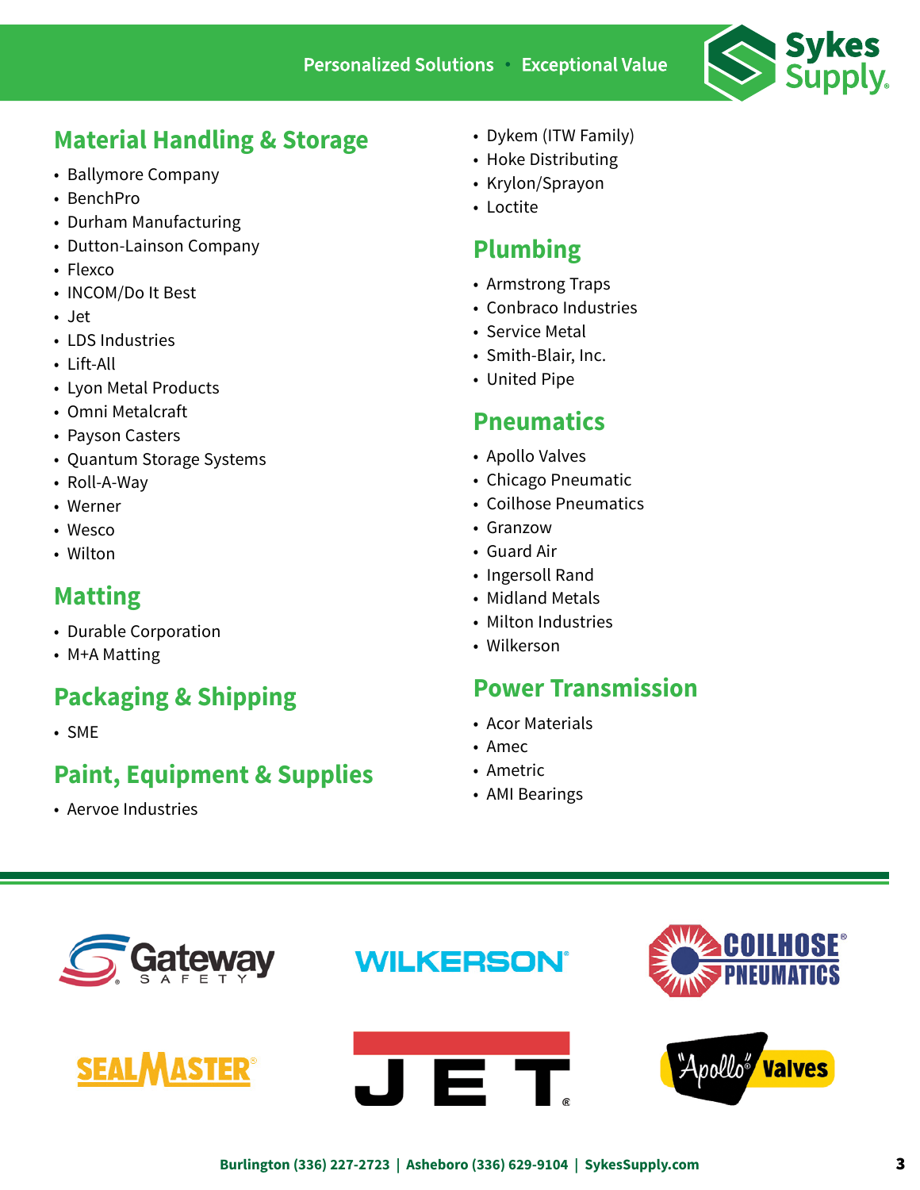## Material Handling & Storage

- Ballymore Company
- BenchPro
- Durham Manufacturing
- Dutton-Lainson Company
- Flexco
- INCOM/Do It Best
- Jet
- LDS Industries
- Lift-All
- Lyon Metal Products
- Omni Metalcraft
- Payson Casters
- Quantum Storage Systems
- Roll-A-Way
- Werner
- Wesco
- Wilton

## Matting

- Durable Corporation
- M+A Matting

## Packaging & Shipping

- SME

## Paint, Equipment & Supplies

- Aervoe Industries
- Dykem (ITW Family)
- Hoke Distributing
- Krylon/Sprayon
- Loctite

## Plumbing

- Armstrong Traps
- Conbraco Industries
- Service Metal
- Smith-Blair, Inc.
- United Pipe

## Pneumatics

- Apollo Valves
- Chicago Pneumatic
- Coilhose Pneumatics
- Granzow
- Guard Air
- Ingersoll Rand
- Midland Metals
- Milton Industries
- Wilkerson

## Power Transmission

- Acor Materials
- Amec
- Ametric
- AMI Bearings

Burlington (336) 227-2723 | Asheboro (336) 629-9104 | SykesSupply.com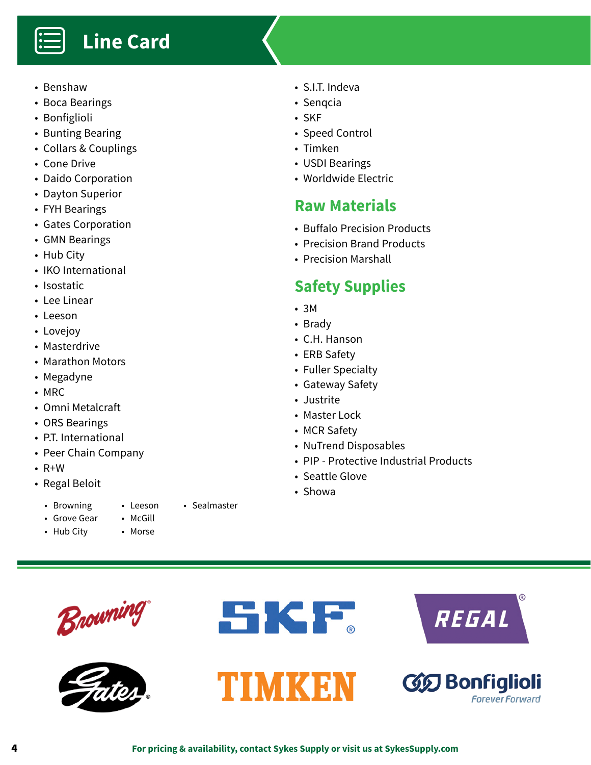# Line Card

- Benshaw
- Boca Bearings
- Bonfiglioli
- Bunting Bearing
- Collars & Couplings
- Cone Drive
- Daido Corporation
- Dayton Superior
- FYH Bearings
- Gates Corporation
- GMN Bearings
- Hub City
- IKO International
- Isostatic
- Lee Linear
- Leeson
- Lovejoy
- Masterdrive
- Marathon Motors
- Megadyne
- MRC
- Omni Metalcraft
- ORS Bearings
- P.T. International
- Peer Chain Company
- R+W
- Regal Beloit
    - Browning
    - Grove Gear
    - Hub City
    - Leeson
    - McGill
    - Morse
    - Sealmaster
- S.I.T. Indeva
- Senqcia
- SKF
- Speed Control
- Timken
- USDI Bearings
- Worldwide Electric

## Raw Materials

- Buffalo Precision Products
- Precision Brand Products
- Precision Marshall

## Safety Supplies

- 3M
- Brady
- C.H. Hanson
- ERB Safety
- Fuller Specialty
- Gateway Safety
- Justrite
- Master Lock
- MCR Safety
- NuTrend Disposables
- PIP - Protective Industrial Products
- Seattle Glove
- Showa

Browning · SKF · REGAL · Gates · TIMKEN · Bonfiglioli Forever Forward

**For pricing & availability, contact Sykes Supply or visit us at SykesSupply.com**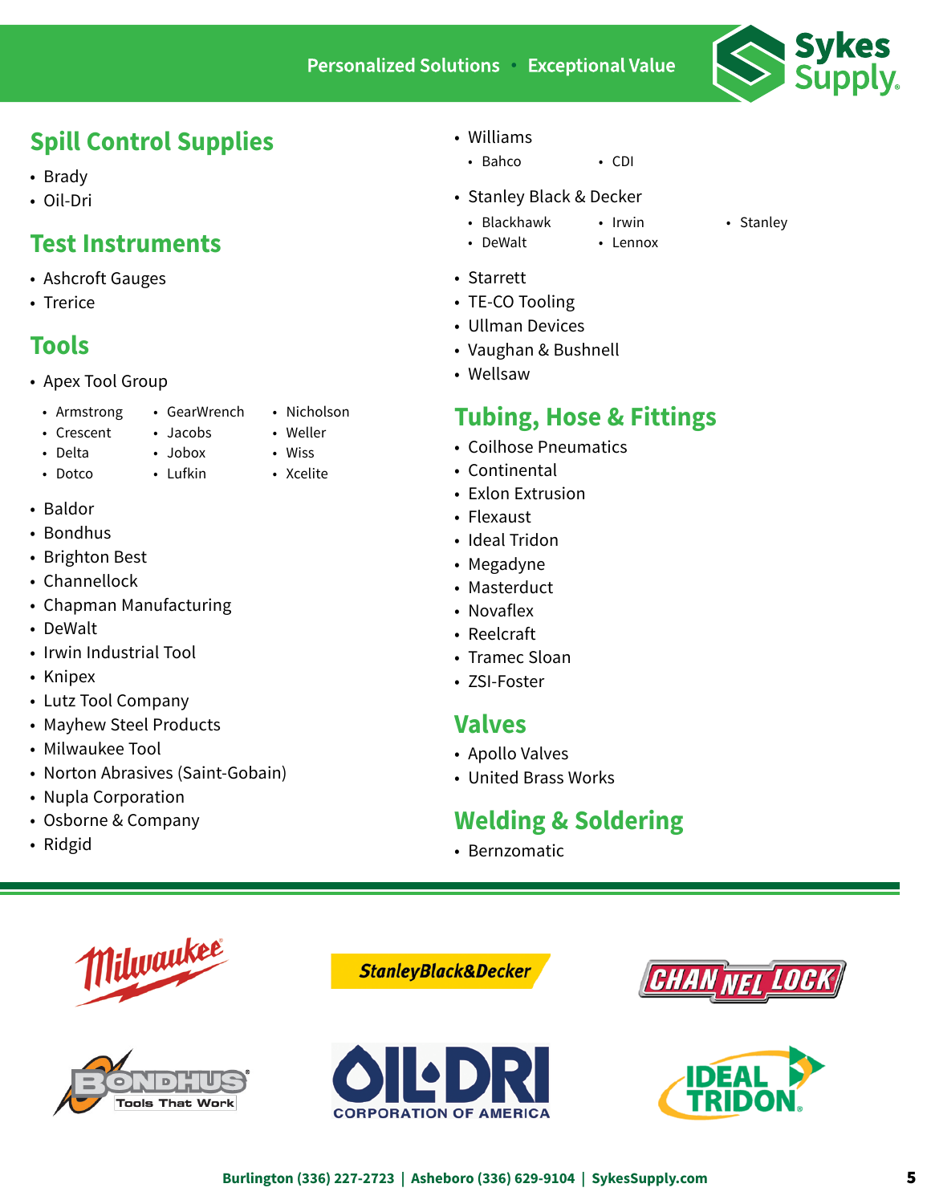## Spill Control Supplies

- Brady
- Oil-Dri

## Test Instruments

- Ashcroft Gauges
- Trerice

## Tools

- Apex Tool Group
  - Armstrong
  - Crescent
  - Delta
  - Dotco
  - GearWrench
  - Jacobs
  - Jobox
  - Lufkin
  - Nicholson
  - Weller
  - Wiss
  - Xcelite
- Baldor
- Bondhus
- Brighton Best
- Channellock
- Chapman Manufacturing
- DeWalt
- Irwin Industrial Tool
- Knipex
- Lutz Tool Company
- Mayhew Steel Products
- Milwaukee Tool
- Norton Abrasives (Saint-Gobain)
- Nupla Corporation
- Osborne & Company
- Ridgid
- Williams
  - Bahco
  - CDI
- Stanley Black & Decker
  - Blackhawk
  - DeWalt
  - Irwin
  - Lennox
  - Stanley
- Starrett
- TE-CO Tooling
- Ullman Devices
- Vaughan & Bushnell
- Wellsaw

## Tubing, Hose & Fittings

- Coilhose Pneumatics
- Continental
- Exlon Extrusion
- Flexaust
- Ideal Tridon
- Megadyne
- Masterduct
- Novaflex
- Reelcraft
- Tramec Sloan
- ZSI-Foster

## Valves

- Apollo Valves
- United Brass Works

## Welding & Soldering

- Bernzomatic

Burlington (336) 227-2723 | Asheboro (336) 629-9104 | SykesSupply.com